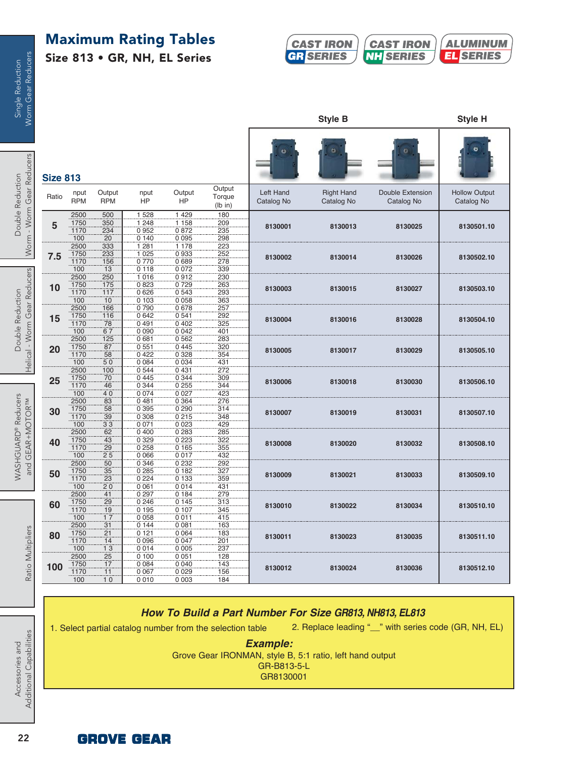# Maximum Rating Tables

## Size 813 • GR, NH, EL Series

CAST IRON GR SERIES | CAST IRON NH SERIES | ALUMINUM EL SERIES

### Size 813

| Ratio | Input RPM | Output RPM | Input HP | Output HP | Output Torque (lb in) | Style B Left Hand Catalog No | Style B Right Hand Catalog No | Style B Double Extension Catalog No | Style H Hollow Output Catalog No |
|---|---|---|---|---|---|---|---|---|---|
| 5 | 2500 | 500 | 1.528 | 1.429 | 180 | 8130001 | 8130013 | 8130025 | 8130501.10 |
| | 1750 | 350 | 1.248 | 1.158 | 209 | | | | |
| | 1170 | 234 | 0.952 | 0.872 | 235 | | | | |
| | 100 | 20 | 0.140 | 0.095 | 298 | | | | |
| 7.5 | 2500 | 333 | 1.281 | 1.178 | 223 | 8130002 | 8130014 | 8130026 | 8130502.10 |
| | 1750 | 233 | 1.025 | 0.933 | 252 | | | | |
| | 1170 | 156 | 0.770 | 0.689 | 278 | | | | |
| | 100 | 13 | 0.118 | 0.072 | 339 | | | | |
| 10 | 2500 | 250 | 1.016 | 0.912 | 230 | 8130003 | 8130015 | 8130027 | 8130503.10 |
| | 1750 | 175 | 0.823 | 0.729 | 263 | | | | |
| | 1170 | 117 | 0.626 | 0.543 | 293 | | | | |
| | 100 | 10 | 0.103 | 0.058 | 363 | | | | |
| 15 | 2500 | 166 | 0.790 | 0.678 | 257 | 8130004 | 8130016 | 8130028 | 8130504.10 |
| | 1750 | 116 | 0.642 | 0.541 | 292 | | | | |
| | 1170 | 78 | 0.491 | 0.402 | 325 | | | | |
| | 100 | 6.7 | 0.090 | 0.042 | 401 | | | | |
| 20 | 2500 | 125 | 0.681 | 0.562 | 283 | 8130005 | 8130017 | 8130029 | 8130505.10 |
| | 1750 | 87 | 0.551 | 0.445 | 320 | | | | |
| | 1170 | 58 | 0.422 | 0.328 | 354 | | | | |
| | 100 | 5.0 | 0.084 | 0.034 | 431 | | | | |
| 25 | 2500 | 100 | 0.544 | 0.431 | 272 | 8130006 | 8130018 | 8130030 | 8130506.10 |
| | 1750 | 70 | 0.445 | 0.344 | 309 | | | | |
| | 1170 | 46 | 0.344 | 0.255 | 344 | | | | |
| | 100 | 4.0 | 0.074 | 0.027 | 423 | | | | |
| 30 | 2500 | 83 | 0.481 | 0.364 | 276 | 8130007 | 8130019 | 8130031 | 8130507.10 |
| | 1750 | 58 | 0.395 | 0.290 | 314 | | | | |
| | 1170 | 39 | 0.308 | 0.215 | 348 | | | | |
| | 100 | 3.3 | 0.071 | 0.023 | 429 | | | | |
| 40 | 2500 | 62 | 0.400 | 0.283 | 285 | 8130008 | 8130020 | 8130032 | 8130508.10 |
| | 1750 | 43 | 0.329 | 0.223 | 322 | | | | |
| | 1170 | 29 | 0.258 | 0.165 | 355 | | | | |
| | 100 | 2.5 | 0.066 | 0.017 | 432 | | | | |
| 50 | 2500 | 50 | 0.346 | 0.232 | 292 | 8130009 | 8130021 | 8130033 | 8130509.10 |
| | 1750 | 35 | 0.285 | 0.182 | 327 | | | | |
| | 1170 | 23 | 0.224 | 0.133 | 359 | | | | |
| | 100 | 2.0 | 0.061 | 0.014 | 431 | | | | |
| 60 | 2500 | 41 | 0.297 | 0.184 | 279 | 8130010 | 8130022 | 8130034 | 8130510.10 |
| | 1750 | 29 | 0.246 | 0.145 | 313 | | | | |
| | 1170 | 19 | 0.195 | 0.107 | 345 | | | | |
| | 100 | 1.7 | 0.058 | 0.011 | 415 | | | | |
| 80 | 2500 | 31 | 0.144 | 0.081 | 163 | 8130011 | 8130023 | 8130035 | 8130511.10 |
| | 1750 | 21 | 0.121 | 0.064 | 183 | | | | |
| | 1170 | 14 | 0.096 | 0.047 | 201 | | | | |
| | 100 | 1.3 | 0.014 | 0.005 | 237 | | | | |
| 100 | 2500 | 25 | 0.100 | 0.051 | 128 | 8130012 | 8130024 | 8130036 | 8130512.10 |
| | 1750 | 17 | 0.084 | 0.040 | 143 | | | | |
| | 1170 | 11 | 0.067 | 0.029 | 156 | | | | |
| | 100 | 1.0 | 0.010 | 0.003 | 184 | | | | |

### *How To Build a Part Number For Size GR813, NH813, EL813*

1. Select partial catalog number from the selection table
2. Replace leading "__" with series code (GR, NH, EL)

***Example:***

Grove Gear IRONMAN, style B, 5:1 ratio, left hand output
GR-B813-5-L
GR8130001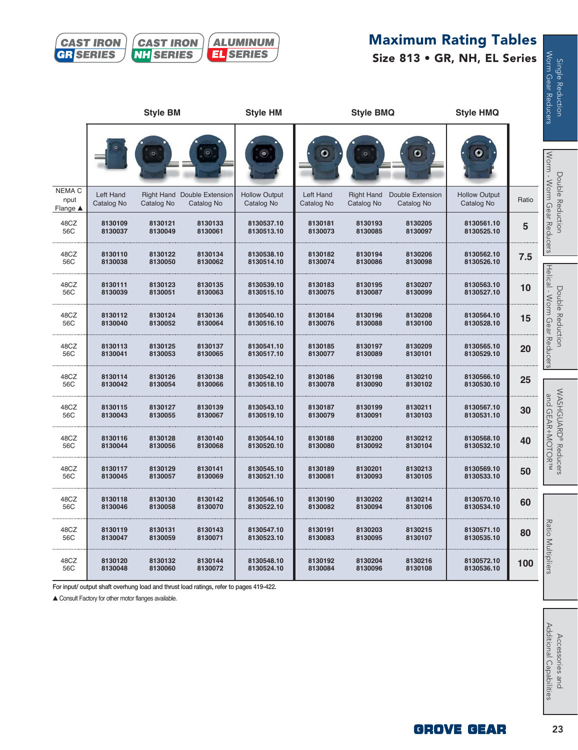CAST IRON **GR** SERIES | CAST IRON **NH** SERIES | ALUMINUM **EL** SERIES

# Maximum Rating Tables

## Size 813 • GR, NH, EL Series

| NEMA C Input Flange ▲ | Style BM Left Hand Catalog No | Style BM Right Hand Catalog No | Style BM Double Extension Catalog No | Style HM Hollow Output Catalog No | Style BMQ Left Hand Catalog No | Style BMQ Right Hand Catalog No | Style BMQ Double Extension Catalog No | Style HMQ Hollow Output Catalog No | Ratio |
|---|---|---|---|---|---|---|---|---|---|
| 48CZ<br>56C | 8130109<br>8130037 | 8130121<br>8130049 | 8130133<br>8130061 | 8130537.10<br>8130513.10 | 8130181<br>8130073 | 8130193<br>8130085 | 8130205<br>8130097 | 8130561.10<br>8130525.10 | 5 |
| 48CZ<br>56C | 8130110<br>8130038 | 8130122<br>8130050 | 8130134<br>8130062 | 8130538.10<br>8130514.10 | 8130182<br>8130074 | 8130194<br>8130086 | 8130206<br>8130098 | 8130562.10<br>8130526.10 | 7.5 |
| 48CZ<br>56C | 8130111<br>8130039 | 8130123<br>8130051 | 8130135<br>8130063 | 8130539.10<br>8130515.10 | 8130183<br>8130075 | 8130195<br>8130087 | 8130207<br>8130099 | 8130563.10<br>8130527.10 | 10 |
| 48CZ<br>56C | 8130112<br>8130040 | 8130124<br>8130052 | 8130136<br>8130064 | 8130540.10<br>8130516.10 | 8130184<br>8130076 | 8130196<br>8130088 | 8130208<br>8130100 | 8130564.10<br>8130528.10 | 15 |
| 48CZ<br>56C | 8130113<br>8130041 | 8130125<br>8130053 | 8130137<br>8130065 | 8130541.10<br>8130517.10 | 8130185<br>8130077 | 8130197<br>8130089 | 8130209<br>8130101 | 8130565.10<br>8130529.10 | 20 |
| 48CZ<br>56C | 8130114<br>8130042 | 8130126<br>8130054 | 8130138<br>8130066 | 8130542.10<br>8130518.10 | 8130186<br>8130078 | 8130198<br>8130090 | 8130210<br>8130102 | 8130566.10<br>8130530.10 | 25 |
| 48CZ<br>56C | 8130115<br>8130043 | 8130127<br>8130055 | 8130139<br>8130067 | 8130543.10<br>8130519.10 | 8130187<br>8130079 | 8130199<br>8130091 | 8130211<br>8130103 | 8130567.10<br>8130531.10 | 30 |
| 48CZ<br>56C | 8130116<br>8130044 | 8130128<br>8130056 | 8130140<br>8130068 | 8130544.10<br>8130520.10 | 8130188<br>8130080 | 8130200<br>8130092 | 8130212<br>8130104 | 8130568.10<br>8130532.10 | 40 |
| 48CZ<br>56C | 8130117<br>8130045 | 8130129<br>8130057 | 8130141<br>8130069 | 8130545.10<br>8130521.10 | 8130189<br>8130081 | 8130201<br>8130093 | 8130213<br>8130105 | 8130569.10<br>8130533.10 | 50 |
| 48CZ<br>56C | 8130118<br>8130046 | 8130130<br>8130058 | 8130142<br>8130070 | 8130546.10<br>8130522.10 | 8130190<br>8130082 | 8130202<br>8130094 | 8130214<br>8130106 | 8130570.10<br>8130534.10 | 60 |
| 48CZ<br>56C | 8130119<br>8130047 | 8130131<br>8130059 | 8130143<br>8130071 | 8130547.10<br>8130523.10 | 8130191<br>8130083 | 8130203<br>8130095 | 8130215<br>8130107 | 8130571.10<br>8130535.10 | 80 |
| 48CZ<br>56C | 8130120<br>8130048 | 8130132<br>8130060 | 8130144<br>8130072 | 8130548.10<br>8130524.10 | 8130192<br>8130084 | 8130204<br>8130096 | 8130216<br>8130108 | 8130572.10<br>8130536.10 | 100 |

For input/ output shaft overhung load and thrust load ratings, refer to pages 419-422.

▲ Consult Factory for other motor flanges available.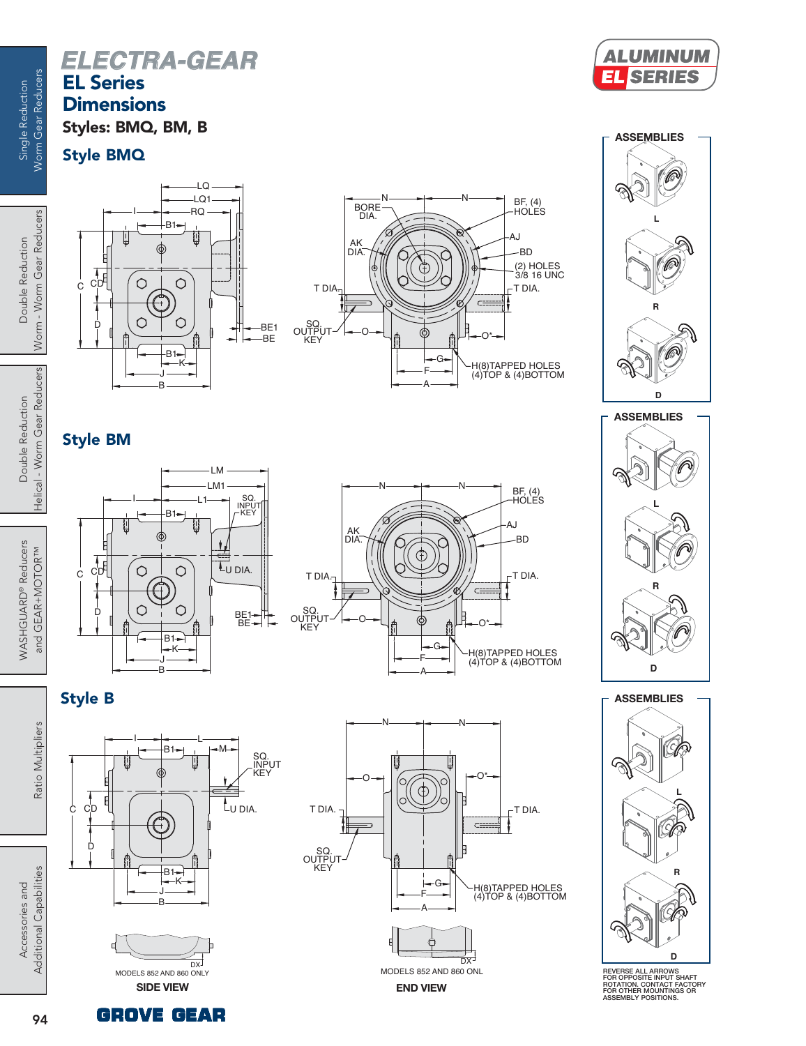# ELECTRA-GEAR

## EL Series Dimensions

**Styles: BMQ, BM, B**

ALUMINUM EL SERIES

### Style BMQ

LQ
LQ1
I
RQ
B1
C
CD
D
BE1
BE
B1
K
J
B

BORE DIA.
N
N
BF, (4) HOLES
AJ
AK DIA.
BD
(2) HOLES 3/8 16 UNC
T DIA.
T DIA.
SQ. OUTPUT KEY
O
O*
G
F
A
H(8)TAPPED HOLES (4)TOP & (4)BOTTOM

ASSEMBLIES

L

R

D

### Style BM

LM
LM1
I
L1
SQ. INPUT KEY
B1
C
CD
U DIA.
D
BE1
BE
B1
K
J
B

N
N
BF, (4) HOLES
AJ
AK DIA.
BD
T DIA.
T DIA.
SQ. OUTPUT KEY
O
O*
G
F
A
H(8)TAPPED HOLES (4)TOP & (4)BOTTOM

ASSEMBLIES

L

R

D

### Style B

I
B1
L
M
SQ. INPUT KEY
C
CD
U DIA.
D
B1
K
J
B

N
N
O
O*
T DIA.
T DIA.
SQ. OUTPUT KEY
G
F
A
H(8)TAPPED HOLES (4)TOP & (4)BOTTOM

ASSEMBLIES

L

R

D

DX
MODELS 852 AND 860 ONLY

**SIDE VIEW**

DX
MODELS 852 AND 860 ONL

**END VIEW**

REVERSE ALL ARROWS FOR OPPOSITE INPUT SHAFT ROTATION. CONTACT FACTORY FOR OTHER MOUNTINGS OR ASSEMBLY POSITIONS.

GROVE GEAR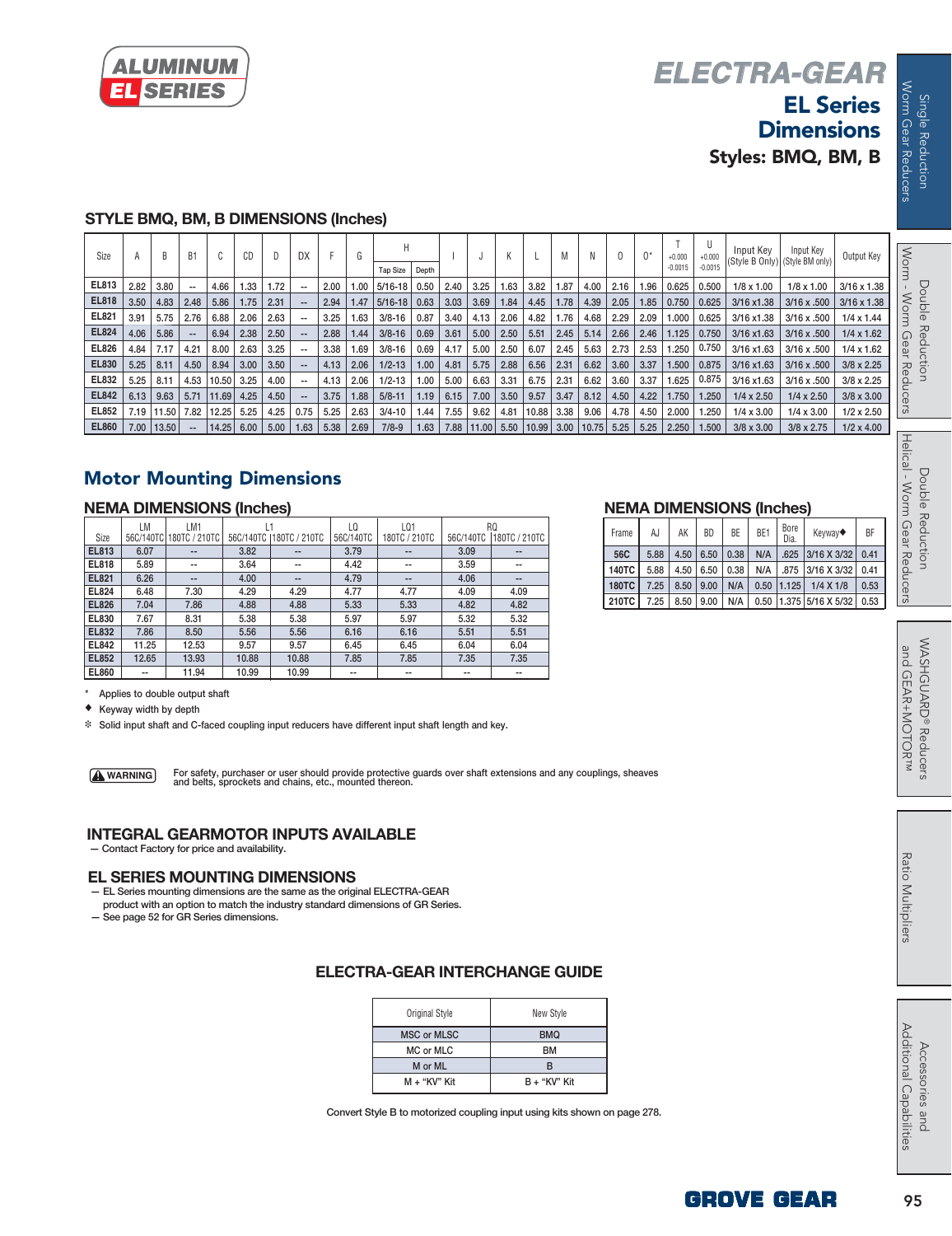ALUMINUM EL SERIES

# ELECTRA-GEAR

## EL Series Dimensions

### Styles: BMQ, BM, B

## STYLE BMQ, BM, B DIMENSIONS (Inches)

| Size | A | B | B1 | C | CD | D | DX | F | G | H | | I | J | K | L | M | N | O | O* | T +0.000 -0.0015 | U +0.000 -0.0015 | Input Key (Style B Only) | Input Key (Style BM only) | Output Key |
|---|---|---|---|---|---|---|---|---|---|---|---|---|---|---|---|---|---|---|---|---|---|---|---|---|
| | | | | | | | | | | Tap Size | Depth | | | | | | | | | | | | | |
| EL813 | 2.82 | 3.80 | -- | 4.66 | 1.33 | 1.72 | -- | 2.00 | 1.00 | 5/16-18 | 0.50 | 2.40 | 3.25 | 1.63 | 3.82 | 1.87 | 4.00 | 2.16 | 1.96 | 0.625 | 0.500 | 1/8 x 1.00 | 1/8 x 1.00 | 3/16 x 1.38 |
| EL818 | 3.50 | 4.83 | 2.48 | 5.86 | 1.75 | 2.31 | -- | 2.94 | 1.47 | 5/16-18 | 0.63 | 3.03 | 3.69 | 1.84 | 4.45 | 1.78 | 4.39 | 2.05 | 1.85 | 0.750 | 0.625 | 3/16 x1.38 | 3/16 x .500 | 3/16 x 1.38 |
| EL821 | 3.91 | 5.75 | 2.76 | 6.88 | 2.06 | 2.63 | -- | 3.25 | 1.63 | 3/8-16 | 0.87 | 3.40 | 4.13 | 2.06 | 4.82 | 1.76 | 4.68 | 2.29 | 2.09 | 1.000 | 0.625 | 3/16 x1.38 | 3/16 x .500 | 1/4 x 1.44 |
| EL824 | 4.06 | 5.86 | -- | 6.94 | 2.38 | 2.50 | -- | 2.88 | 1.44 | 3/8-16 | 0.69 | 3.61 | 5.00 | 2.50 | 5.51 | 2.45 | 5.14 | 2.66 | 2.46 | 1.125 | 0.750 | 3/16 x1.63 | 3/16 x .500 | 1/4 x 1.62 |
| EL826 | 4.84 | 7.17 | 4.21 | 8.00 | 2.63 | 3.25 | -- | 3.38 | 1.69 | 3/8-16 | 0.69 | 4.17 | 5.00 | 2.50 | 6.07 | 2.45 | 5.63 | 2.73 | 2.53 | 1.250 | 0.750 | 3/16 x1.63 | 3/16 x .500 | 1/4 x 1.62 |
| EL830 | 5.25 | 8.11 | 4.50 | 8.94 | 3.00 | 3.50 | -- | 4.13 | 2.06 | 1/2-13 | 1.00 | 4.81 | 5.75 | 2.88 | 6.56 | 2.31 | 6.62 | 3.60 | 3.37 | 1.500 | 0.875 | 3/16 x1.63 | 3/16 x .500 | 3/8 x 2.25 |
| EL832 | 5.25 | 8.11 | 4.53 | 10.50 | 3.25 | 4.00 | -- | 4.13 | 2.06 | 1/2-13 | 1.00 | 5.00 | 6.63 | 3.31 | 6.75 | 2.31 | 6.62 | 3.60 | 3.37 | 1.625 | 0.875 | 3/16 x1.63 | 3/16 x .500 | 3/8 x 2.25 |
| EL842 | 6.13 | 9.63 | 5.71 | 11.69 | 4.25 | 4.50 | -- | 3.75 | 1.88 | 5/8-11 | 1.19 | 6.15 | 7.00 | 3.50 | 9.57 | 3.47 | 8.12 | 4.50 | 4.22 | 1.750 | 1.250 | 1/4 x 2.50 | 1/4 x 2.50 | 3/8 x 3.00 |
| EL852 | 7.19 | 11.50 | 7.82 | 12.25 | 5.25 | 4.25 | 0.75 | 5.25 | 2.63 | 3/4-10 | 1.44 | 7.55 | 9.62 | 4.81 | 10.88 | 3.38 | 9.06 | 4.78 | 4.50 | 2.000 | 1.250 | 1/4 x 3.00 | 1/4 x 3.00 | 1/2 x 2.50 |
| EL860 | 7.00 | 13.50 | -- | 14.25 | 6.00 | 5.00 | 1.63 | 5.38 | 2.69 | 7/8-9 | 1.63 | 7.88 | 11.00 | 5.50 | 10.99 | 3.00 | 10.75 | 5.25 | 5.25 | 2.250 | 1.500 | 3/8 x 3.00 | 3/8 x 2.75 | 1/2 x 4.00 |

## Motor Mounting Dimensions

### NEMA DIMENSIONS (Inches)

| Size | LM 56C/140TC | LM1 180TC / 210TC | L1 56C/140TC | L1 180TC / 210TC | LQ 56C/140TC | LQ1 180TC / 210TC | RQ 56C/140TC | RQ 180TC / 210TC |
|---|---|---|---|---|---|---|---|---|
| EL813 | 6.07 | -- | 3.82 | -- | 3.79 | -- | 3.09 | -- |
| EL818 | 5.89 | -- | 3.64 | -- | 4.42 | -- | 3.59 | -- |
| EL821 | 6.26 | -- | 4.00 | -- | 4.79 | -- | 4.06 | -- |
| EL824 | 6.48 | 7.30 | 4.29 | 4.29 | 4.77 | 4.77 | 4.09 | 4.09 |
| EL826 | 7.04 | 7.86 | 4.88 | 4.88 | 5.33 | 5.33 | 4.82 | 4.82 |
| EL830 | 7.67 | 8.31 | 5.38 | 5.38 | 5.97 | 5.97 | 5.32 | 5.32 |
| EL832 | 7.86 | 8.50 | 5.56 | 5.56 | 6.16 | 6.16 | 5.51 | 5.51 |
| EL842 | 11.25 | 12.53 | 9.57 | 9.57 | 6.45 | 6.45 | 6.04 | 6.04 |
| EL852 | 12.65 | 13.93 | 10.88 | 10.88 | 7.85 | 7.85 | 7.35 | 7.35 |
| EL860 | -- | 11.94 | 10.99 | 10.99 | -- | -- | -- | -- |

### NEMA DIMENSIONS (Inches)

| Frame | AJ | AK | BD | BE | BE1 | Bore Dia. | Keyway◆ | BF |
|---|---|---|---|---|---|---|---|---|
| 56C | 5.88 | 4.50 | 6.50 | 0.38 | N/A | .625 | 3/16 X 3/32 | 0.41 |
| 140TC | 5.88 | 4.50 | 6.50 | 0.38 | N/A | .875 | 3/16 X 3/32 | 0.41 |
| 180TC | 7.25 | 8.50 | 9.00 | N/A | 0.50 | 1.125 | 1/4 X 1/8 | 0.53 |
| 210TC | 7.25 | 8.50 | 9.00 | N/A | 0.50 | 1.375 | 5/16 X 5/32 | 0.53 |

* Applies to double output shaft

◆ Keyway width by depth

❊ Solid input shaft and C-faced coupling input reducers have different input shaft length and key.

**⚠ WARNING** For safety, purchaser or user should provide protective guards over shaft extensions and any couplings, sheaves and belts, sprockets and chains, etc., mounted thereon.

## INTEGRAL GEARMOTOR INPUTS AVAILABLE

— Contact Factory for price and availability.

## EL SERIES MOUNTING DIMENSIONS

— EL Series mounting dimensions are the same as the original ELECTRA-GEAR product with an option to match the industry standard dimensions of GR Series.

— See page 52 for GR Series dimensions.

## ELECTRA-GEAR INTERCHANGE GUIDE

| Original Style | New Style |
|---|---|
| MSC or MLSC | BMQ |
| MC or MLC | BM |
| M or ML | B |
| M + "KV" Kit | B + "KV" Kit |

Convert Style B to motorized coupling input using kits shown on page 278.